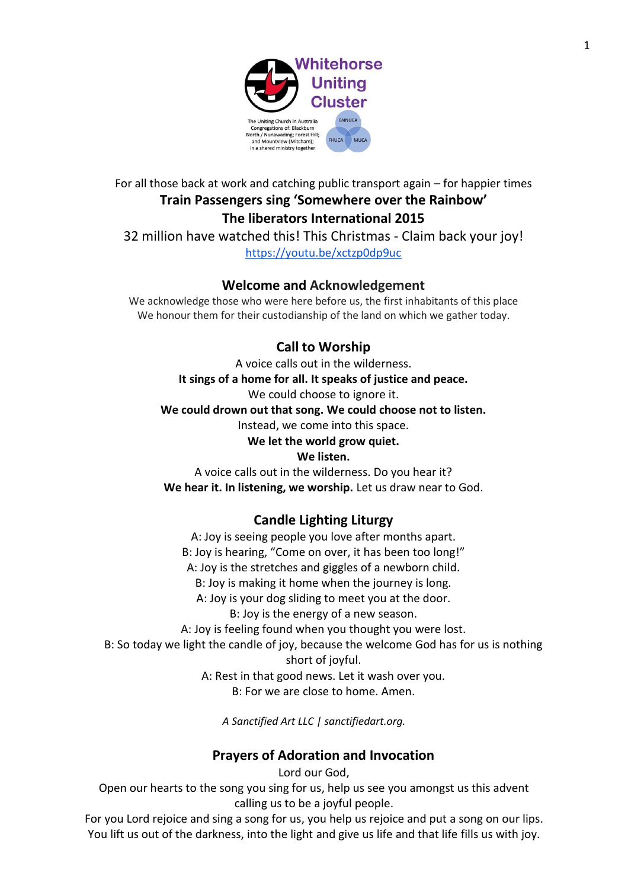Whitehorse Uniting Cluster

The Uniting Church in Australia Congregations of: Blackburn North / Nunawading; Forest Hill; and Mountview (Mitcham); in a shared ministry together

BNNUCA FHUCA MUCA

For all those back at work and catching public transport again – for happier times

**Train Passengers sing 'Somewhere over the Rainbow'**

**The liberators International 2015**

32 million have watched this! This Christmas - Claim back your joy!

https://youtu.be/xctzp0dp9uc

## Welcome and Acknowledgement

We acknowledge those who were here before us, the first inhabitants of this place
We honour them for their custodianship of the land on which we gather today.

## Call to Worship

A voice calls out in the wilderness.
**It sings of a home for all. It speaks of justice and peace.**
We could choose to ignore it.
**We could drown out that song. We could choose not to listen.**
Instead, we come into this space.
**We let the world grow quiet.**
**We listen.**
A voice calls out in the wilderness. Do you hear it?
**We hear it. In listening, we worship.** Let us draw near to God.

## Candle Lighting Liturgy

A: Joy is seeing people you love after months apart.
B: Joy is hearing, "Come on over, it has been too long!"
A: Joy is the stretches and giggles of a newborn child.
B: Joy is making it home when the journey is long.
A: Joy is your dog sliding to meet you at the door.
B: Joy is the energy of a new season.
A: Joy is feeling found when you thought you were lost.
B: So today we light the candle of joy, because the welcome God has for us is nothing short of joyful.
A: Rest in that good news. Let it wash over you.
B: For we are close to home. Amen.

*A Sanctified Art LLC | sanctifiedart.org.*

## Prayers of Adoration and Invocation

Lord our God,
Open our hearts to the song you sing for us, help us see you amongst us this advent calling us to be a joyful people.
For you Lord rejoice and sing a song for us, you help us rejoice and put a song on our lips.
You lift us out of the darkness, into the light and give us life and that life fills us with joy.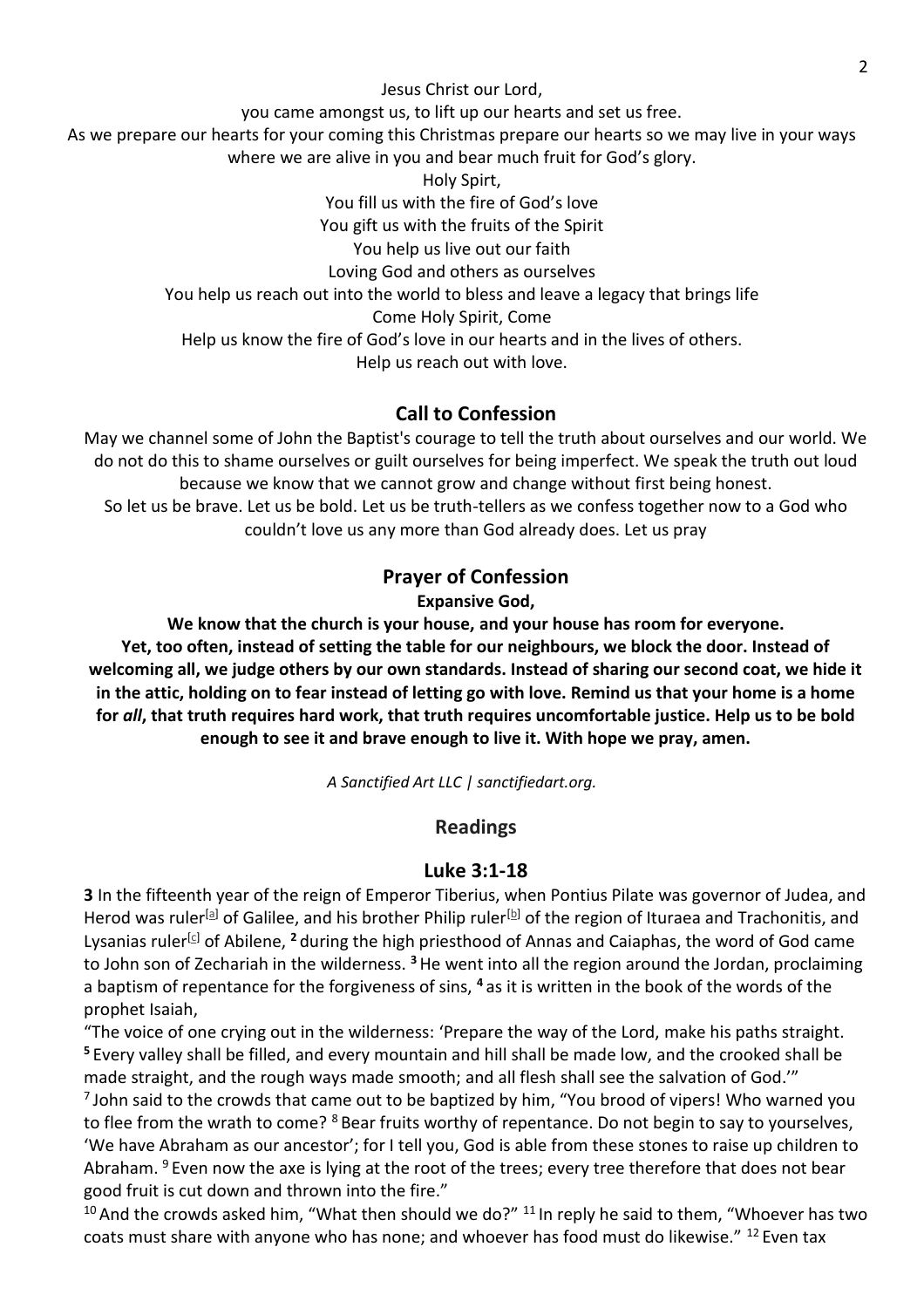Jesus Christ our Lord,
you came amongst us, to lift up our hearts and set us free.
As we prepare our hearts for your coming this Christmas prepare our hearts so we may live in your ways where we are alive in you and bear much fruit for God's glory.
Holy Spirt,
You fill us with the fire of God's love
You gift us with the fruits of the Spirit
You help us live out our faith
Loving God and others as ourselves
You help us reach out into the world to bless and leave a legacy that brings life
Come Holy Spirit, Come
Help us know the fire of God's love in our hearts and in the lives of others.
Help us reach out with love.

## Call to Confession

May we channel some of John the Baptist's courage to tell the truth about ourselves and our world. We do not do this to shame ourselves or guilt ourselves for being imperfect. We speak the truth out loud because we know that we cannot grow and change without first being honest.
So let us be brave. Let us be bold. Let us be truth-tellers as we confess together now to a God who couldn't love us any more than God already does. Let us pray

## Prayer of Confession

**Expansive God,**

**We know that the church is your house, and your house has room for everyone. Yet, too often, instead of setting the table for our neighbours, we block the door. Instead of welcoming all, we judge others by our own standards. Instead of sharing our second coat, we hide it in the attic, holding on to fear instead of letting go with love. Remind us that your home is a home for *all*, that truth requires hard work, that truth requires uncomfortable justice. Help us to be bold enough to see it and brave enough to live it. With hope we pray, amen.**

*A Sanctified Art LLC | sanctifiedart.org.*

## Readings

### Luke 3:1-18

**3** In the fifteenth year of the reign of Emperor Tiberius, when Pontius Pilate was governor of Judea, and Herod was ruler[a] of Galilee, and his brother Philip ruler[b] of the region of Ituraea and Trachonitis, and Lysanias ruler[c] of Abilene, **2** during the high priesthood of Annas and Caiaphas, the word of God came to John son of Zechariah in the wilderness. **3** He went into all the region around the Jordan, proclaiming a baptism of repentance for the forgiveness of sins, **4** as it is written in the book of the words of the prophet Isaiah,

"The voice of one crying out in the wilderness: 'Prepare the way of the Lord, make his paths straight. **5** Every valley shall be filled, and every mountain and hill shall be made low, and the crooked shall be made straight, and the rough ways made smooth; and all flesh shall see the salvation of God.'"
7 John said to the crowds that came out to be baptized by him, "You brood of vipers! Who warned you to flee from the wrath to come? 8 Bear fruits worthy of repentance. Do not begin to say to yourselves, 'We have Abraham as our ancestor'; for I tell you, God is able from these stones to raise up children to Abraham. 9 Even now the axe is lying at the root of the trees; every tree therefore that does not bear good fruit is cut down and thrown into the fire."
10 And the crowds asked him, "What then should we do?" 11 In reply he said to them, "Whoever has two coats must share with anyone who has none; and whoever has food must do likewise." 12 Even tax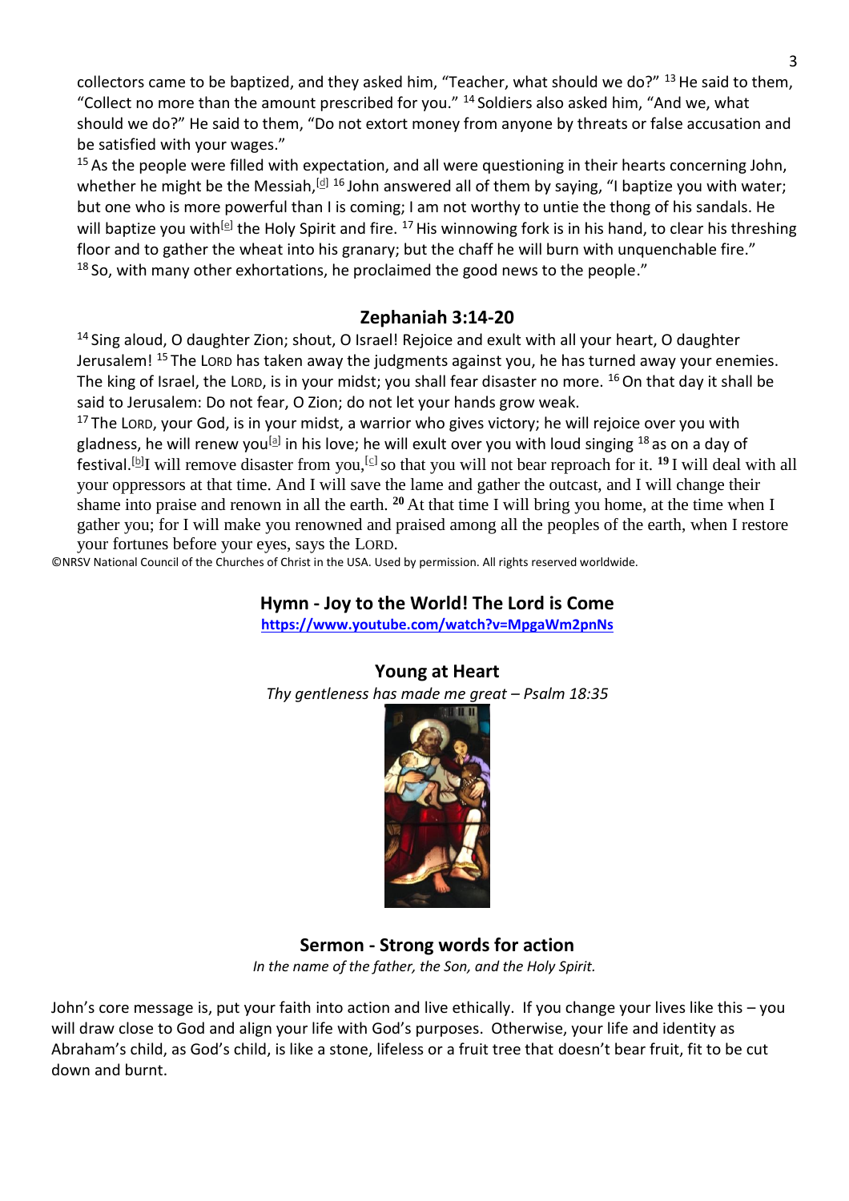collectors came to be baptized, and they asked him, "Teacher, what should we do?" [13] He said to them, "Collect no more than the amount prescribed for you." [14] Soldiers also asked him, "And we, what should we do?" He said to them, "Do not extort money from anyone by threats or false accusation and be satisfied with your wages."

[15] As the people were filled with expectation, and all were questioning in their hearts concerning John, whether he might be the Messiah,[d] [16] John answered all of them by saying, "I baptize you with water; but one who is more powerful than I is coming; I am not worthy to untie the thong of his sandals. He will baptize you with[e] the Holy Spirit and fire. [17] His winnowing fork is in his hand, to clear his threshing floor and to gather the wheat into his granary; but the chaff he will burn with unquenchable fire."
[18] So, with many other exhortations, he proclaimed the good news to the people."

## Zephaniah 3:14-20

[14] Sing aloud, O daughter Zion; shout, O Israel! Rejoice and exult with all your heart, O daughter Jerusalem! [15] The LORD has taken away the judgments against you, he has turned away your enemies. The king of Israel, the LORD, is in your midst; you shall fear disaster no more. [16] On that day it shall be said to Jerusalem: Do not fear, O Zion; do not let your hands grow weak.
[17] The LORD, your God, is in your midst, a warrior who gives victory; he will rejoice over you with gladness, he will renew you[a] in his love; he will exult over you with loud singing [18] as on a day of festival.[b]I will remove disaster from you,[c] so that you will not bear reproach for it. [19] I will deal with all your oppressors at that time. And I will save the lame and gather the outcast, and I will change their shame into praise and renown in all the earth. [20] At that time I will bring you home, at the time when I gather you; for I will make you renowned and praised among all the peoples of the earth, when I restore your fortunes before your eyes, says the LORD.

©NRSV National Council of the Churches of Christ in the USA. Used by permission. All rights reserved worldwide.

## Hymn - Joy to the World! The Lord is Come

https://www.youtube.com/watch?v=MpgaWm2pnNs

## Young at Heart

*Thy gentleness has made me great – Psalm 18:35*

## Sermon - Strong words for action

*In the name of the father, the Son, and the Holy Spirit.*

John's core message is, put your faith into action and live ethically. If you change your lives like this – you will draw close to God and align your life with God's purposes. Otherwise, your life and identity as Abraham's child, as God's child, is like a stone, lifeless or a fruit tree that doesn't bear fruit, fit to be cut down and burnt.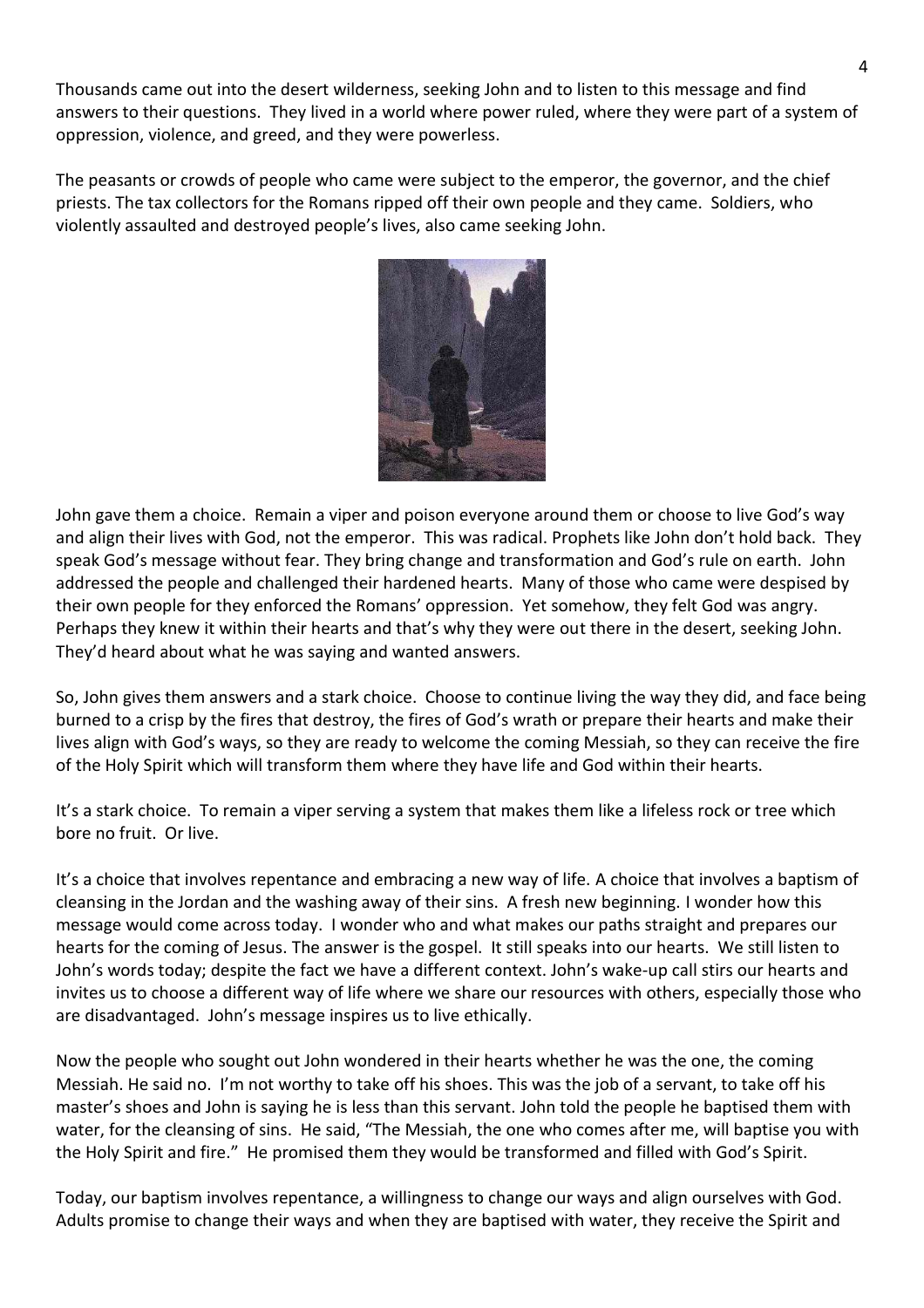Thousands came out into the desert wilderness, seeking John and to listen to this message and find answers to their questions. They lived in a world where power ruled, where they were part of a system of oppression, violence, and greed, and they were powerless.

The peasants or crowds of people who came were subject to the emperor, the governor, and the chief priests. The tax collectors for the Romans ripped off their own people and they came. Soldiers, who violently assaulted and destroyed people's lives, also came seeking John.

John gave them a choice. Remain a viper and poison everyone around them or choose to live God's way and align their lives with God, not the emperor. This was radical. Prophets like John don't hold back. They speak God's message without fear. They bring change and transformation and God's rule on earth. John addressed the people and challenged their hardened hearts. Many of those who came were despised by their own people for they enforced the Romans' oppression. Yet somehow, they felt God was angry. Perhaps they knew it within their hearts and that's why they were out there in the desert, seeking John. They'd heard about what he was saying and wanted answers.

So, John gives them answers and a stark choice. Choose to continue living the way they did, and face being burned to a crisp by the fires that destroy, the fires of God's wrath or prepare their hearts and make their lives align with God's ways, so they are ready to welcome the coming Messiah, so they can receive the fire of the Holy Spirit which will transform them where they have life and God within their hearts.

It's a stark choice. To remain a viper serving a system that makes them like a lifeless rock or tree which bore no fruit. Or live.

It's a choice that involves repentance and embracing a new way of life. A choice that involves a baptism of cleansing in the Jordan and the washing away of their sins. A fresh new beginning. I wonder how this message would come across today. I wonder who and what makes our paths straight and prepares our hearts for the coming of Jesus. The answer is the gospel. It still speaks into our hearts. We still listen to John's words today; despite the fact we have a different context. John's wake-up call stirs our hearts and invites us to choose a different way of life where we share our resources with others, especially those who are disadvantaged. John's message inspires us to live ethically.

Now the people who sought out John wondered in their hearts whether he was the one, the coming Messiah. He said no. I'm not worthy to take off his shoes. This was the job of a servant, to take off his master's shoes and John is saying he is less than this servant. John told the people he baptised them with water, for the cleansing of sins. He said, "The Messiah, the one who comes after me, will baptise you with the Holy Spirit and fire." He promised them they would be transformed and filled with God's Spirit.

Today, our baptism involves repentance, a willingness to change our ways and align ourselves with God. Adults promise to change their ways and when they are baptised with water, they receive the Spirit and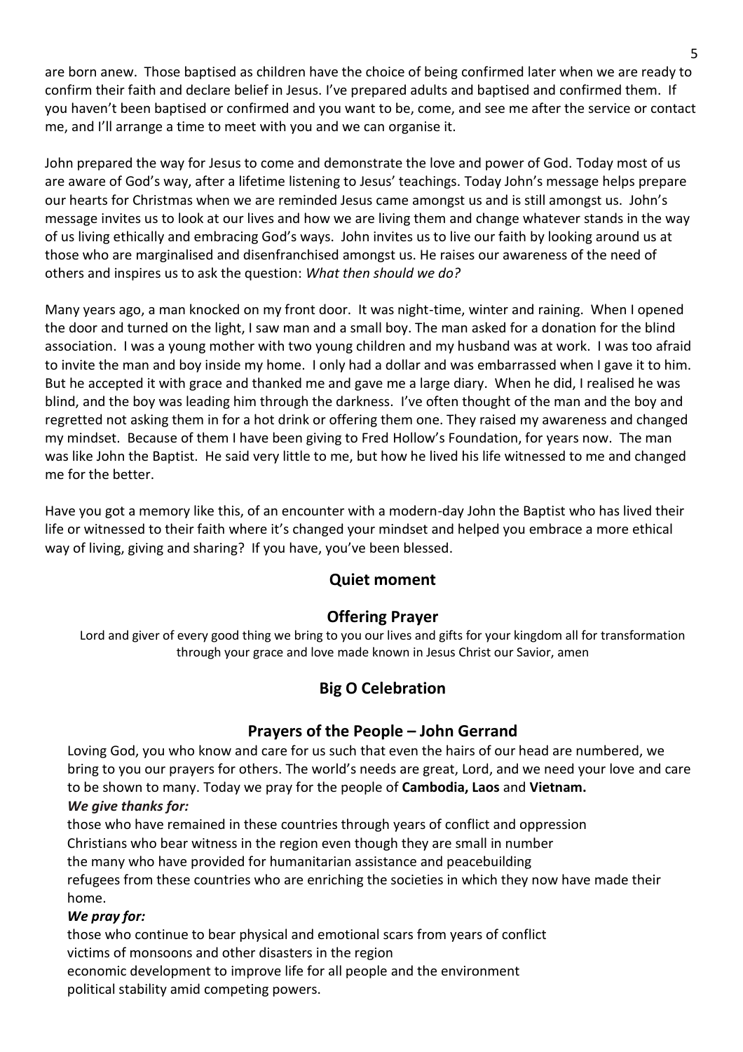are born anew. Those baptised as children have the choice of being confirmed later when we are ready to confirm their faith and declare belief in Jesus. I've prepared adults and baptised and confirmed them. If you haven't been baptised or confirmed and you want to be, come, and see me after the service or contact me, and I'll arrange a time to meet with you and we can organise it.

John prepared the way for Jesus to come and demonstrate the love and power of God. Today most of us are aware of God's way, after a lifetime listening to Jesus' teachings. Today John's message helps prepare our hearts for Christmas when we are reminded Jesus came amongst us and is still amongst us. John's message invites us to look at our lives and how we are living them and change whatever stands in the way of us living ethically and embracing God's ways. John invites us to live our faith by looking around us at those who are marginalised and disenfranchised amongst us. He raises our awareness of the need of others and inspires us to ask the question: *What then should we do?*

Many years ago, a man knocked on my front door. It was night-time, winter and raining. When I opened the door and turned on the light, I saw man and a small boy. The man asked for a donation for the blind association. I was a young mother with two young children and my husband was at work. I was too afraid to invite the man and boy inside my home. I only had a dollar and was embarrassed when I gave it to him. But he accepted it with grace and thanked me and gave me a large diary. When he did, I realised he was blind, and the boy was leading him through the darkness. I've often thought of the man and the boy and regretted not asking them in for a hot drink or offering them one. They raised my awareness and changed my mindset. Because of them I have been giving to Fred Hollow's Foundation, for years now. The man was like John the Baptist. He said very little to me, but how he lived his life witnessed to me and changed me for the better.

Have you got a memory like this, of an encounter with a modern-day John the Baptist who has lived their life or witnessed to their faith where it's changed your mindset and helped you embrace a more ethical way of living, giving and sharing? If you have, you've been blessed.

## Quiet moment

## Offering Prayer

Lord and giver of every good thing we bring to you our lives and gifts for your kingdom all for transformation through your grace and love made known in Jesus Christ our Savior, amen

## Big O Celebration

## Prayers of the People – John Gerrand

Loving God, you who know and care for us such that even the hairs of our head are numbered, we bring to you our prayers for others. The world's needs are great, Lord, and we need your love and care to be shown to many. Today we pray for the people of **Cambodia, Laos** and **Vietnam.**

***We give thanks for:***

those who have remained in these countries through years of conflict and oppression
Christians who bear witness in the region even though they are small in number
the many who have provided for humanitarian assistance and peacebuilding
refugees from these countries who are enriching the societies in which they now have made their home.

***We pray for:***

those who continue to bear physical and emotional scars from years of conflict
victims of monsoons and other disasters in the region
economic development to improve life for all people and the environment
political stability amid competing powers.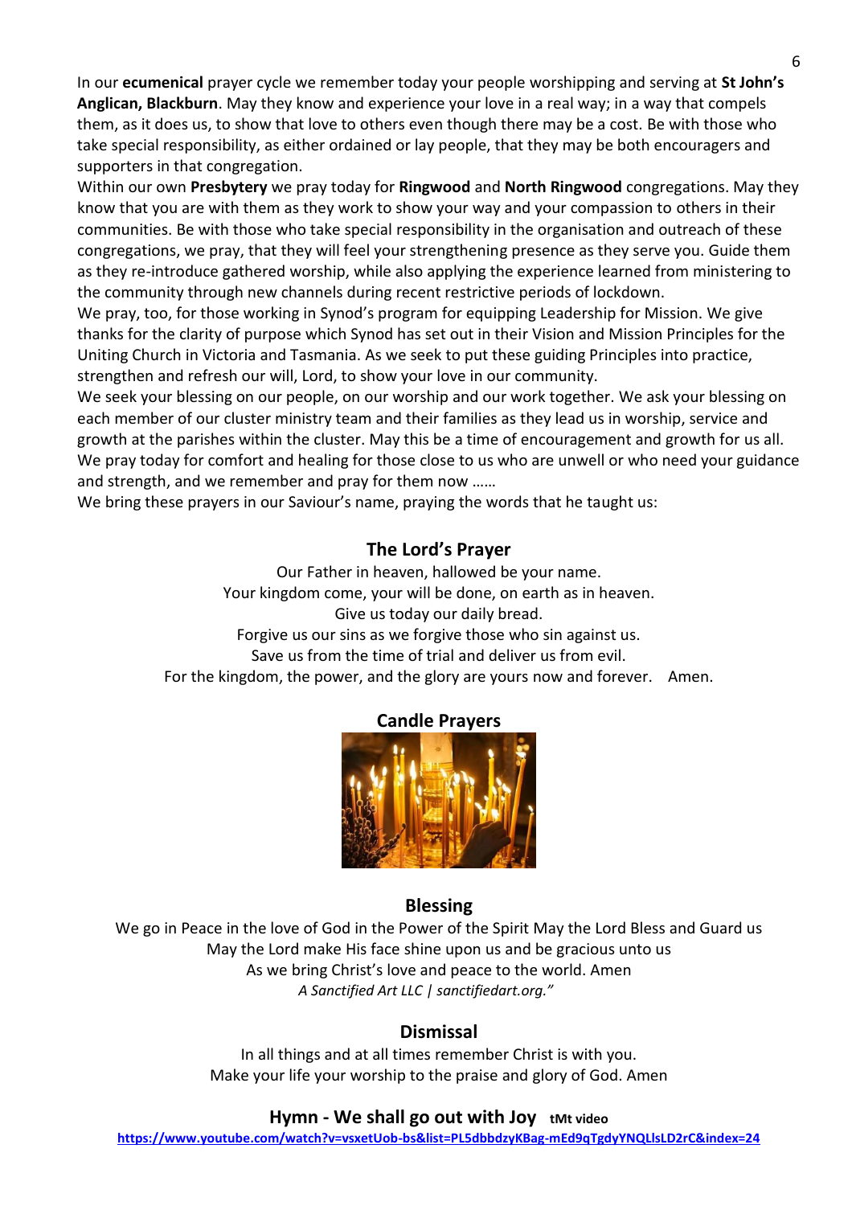In our **ecumenical** prayer cycle we remember today your people worshipping and serving at **St John's Anglican, Blackburn**. May they know and experience your love in a real way; in a way that compels them, as it does us, to show that love to others even though there may be a cost. Be with those who take special responsibility, as either ordained or lay people, that they may be both encouragers and supporters in that congregation.

Within our own **Presbytery** we pray today for **Ringwood** and **North Ringwood** congregations. May they know that you are with them as they work to show your way and your compassion to others in their communities. Be with those who take special responsibility in the organisation and outreach of these congregations, we pray, that they will feel your strengthening presence as they serve you. Guide them as they re-introduce gathered worship, while also applying the experience learned from ministering to the community through new channels during recent restrictive periods of lockdown.

We pray, too, for those working in Synod's program for equipping Leadership for Mission. We give thanks for the clarity of purpose which Synod has set out in their Vision and Mission Principles for the Uniting Church in Victoria and Tasmania. As we seek to put these guiding Principles into practice, strengthen and refresh our will, Lord, to show your love in our community.

We seek your blessing on our people, on our worship and our work together. We ask your blessing on each member of our cluster ministry team and their families as they lead us in worship, service and growth at the parishes within the cluster. May this be a time of encouragement and growth for us all.

We pray today for comfort and healing for those close to us who are unwell or who need your guidance and strength, and we remember and pray for them now ……

We bring these prayers in our Saviour's name, praying the words that he taught us:

## The Lord's Prayer

Our Father in heaven, hallowed be your name.
Your kingdom come, your will be done, on earth as in heaven.
Give us today our daily bread.
Forgive us our sins as we forgive those who sin against us.
Save us from the time of trial and deliver us from evil.
For the kingdom, the power, and the glory are yours now and forever. Amen.

## Candle Prayers

## Blessing

We go in Peace in the love of God in the Power of the Spirit May the Lord Bless and Guard us
May the Lord make His face shine upon us and be gracious unto us
As we bring Christ's love and peace to the world. Amen
*A Sanctified Art LLC | sanctifiedart.org."*

## Dismissal

In all things and at all times remember Christ is with you.
Make your life your worship to the praise and glory of God. Amen

## Hymn - We shall go out with Joy **tMt video**

**https://www.youtube.com/watch?v=vsxetUob-bs&list=PL5dbbdzyKBag-mEd9qTgdyYNQLlsLD2rC&index=24**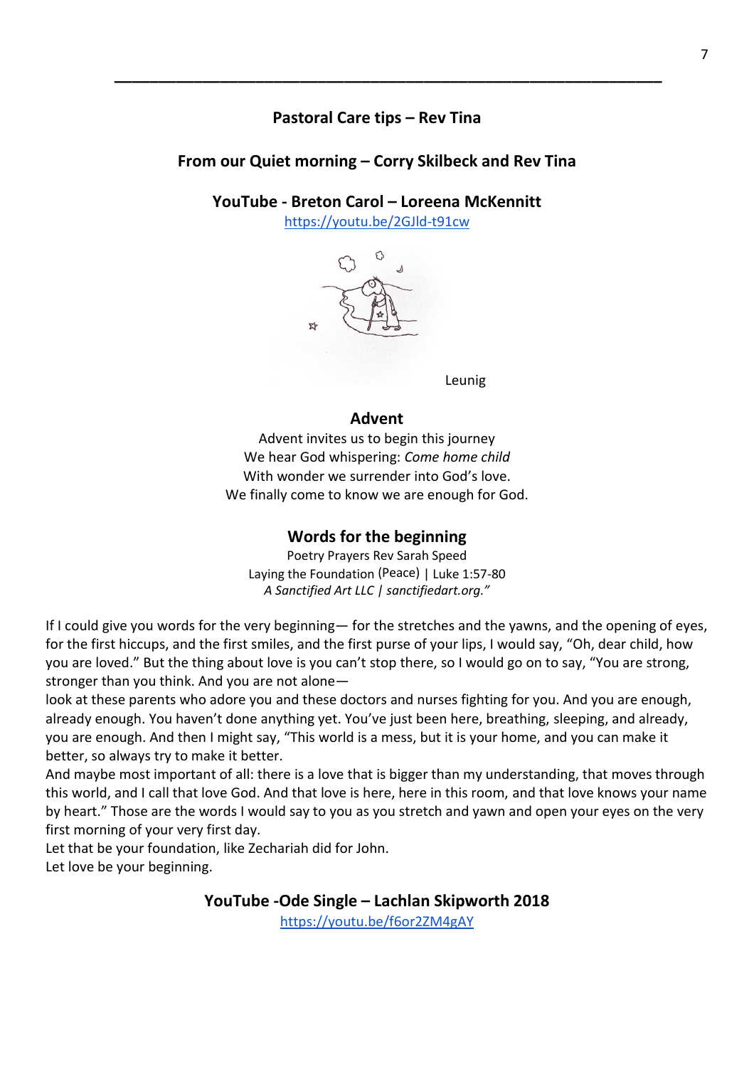---

**Pastoral Care tips – Rev Tina**

**From our Quiet morning – Corry Skilbeck and Rev Tina**

**YouTube - Breton Carol – Loreena McKennitt**

https://youtu.be/2GJld-t91cw

Leunig

## Advent

Advent invites us to begin this journey
We hear God whispering: *Come home child*
With wonder we surrender into God's love.
We finally come to know we are enough for God.

## Words for the beginning

Poetry Prayers Rev Sarah Speed
Laying the Foundation (Peace) | Luke 1:57-80
*A Sanctified Art LLC | sanctifiedart.org."*

If I could give you words for the very beginning— for the stretches and the yawns, and the opening of eyes, for the first hiccups, and the first smiles, and the first purse of your lips, I would say, "Oh, dear child, how you are loved." But the thing about love is you can't stop there, so I would go on to say, "You are strong, stronger than you think. And you are not alone—
look at these parents who adore you and these doctors and nurses fighting for you. And you are enough, already enough. You haven't done anything yet. You've just been here, breathing, sleeping, and already, you are enough. And then I might say, "This world is a mess, but it is your home, and you can make it better, so always try to make it better.
And maybe most important of all: there is a love that is bigger than my understanding, that moves through this world, and I call that love God. And that love is here, here in this room, and that love knows your name by heart." Those are the words I would say to you as you stretch and yawn and open your eyes on the very first morning of your very first day.
Let that be your foundation, like Zechariah did for John.
Let love be your beginning.

**YouTube -Ode Single – Lachlan Skipworth 2018**

https://youtu.be/f6or2ZM4gAY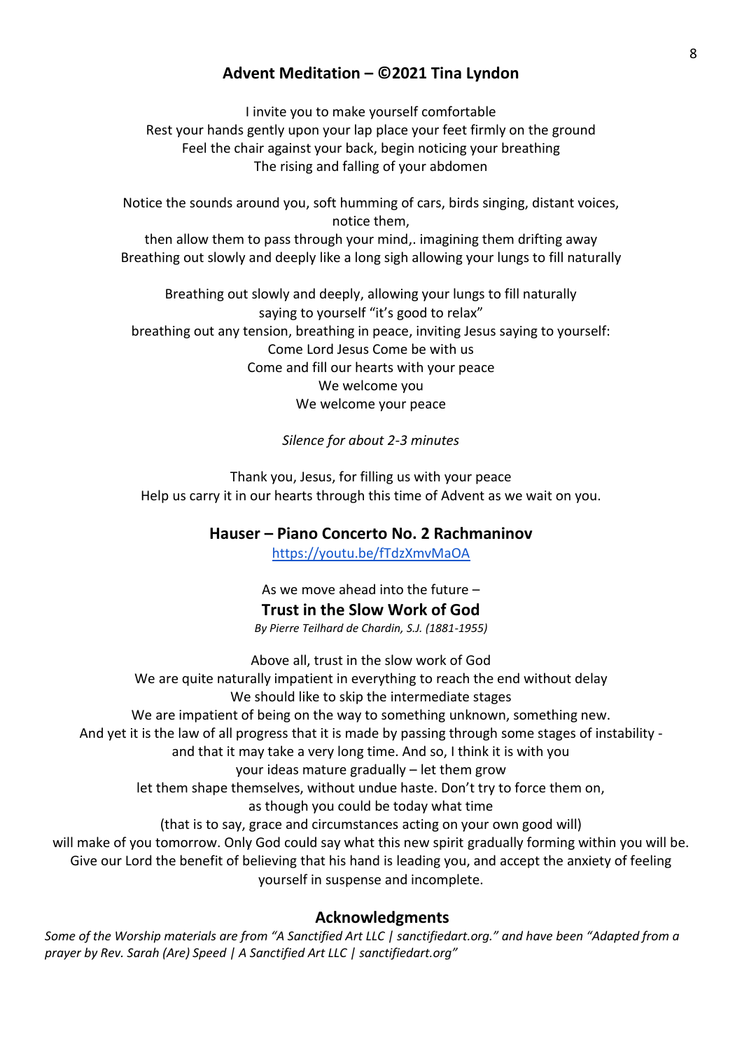## Advent Meditation – ©2021 Tina Lyndon

I invite you to make yourself comfortable
Rest your hands gently upon your lap place your feet firmly on the ground
Feel the chair against your back, begin noticing your breathing
The rising and falling of your abdomen

Notice the sounds around you, soft humming of cars, birds singing, distant voices, notice them,
then allow them to pass through your mind,. imagining them drifting away
Breathing out slowly and deeply like a long sigh allowing your lungs to fill naturally

Breathing out slowly and deeply, allowing your lungs to fill naturally
saying to yourself "it's good to relax"
breathing out any tension, breathing in peace, inviting Jesus saying to yourself:
Come Lord Jesus Come be with us
Come and fill our hearts with your peace
We welcome you
We welcome your peace

*Silence for about 2-3 minutes*

Thank you, Jesus, for filling us with your peace
Help us carry it in our hearts through this time of Advent as we wait on you.

### Hauser – Piano Concerto No. 2 Rachmaninov

https://youtu.be/fTdzXmvMaOA

As we move ahead into the future –

### Trust in the Slow Work of God

*By Pierre Teilhard de Chardin, S.J. (1881-1955)*

Above all, trust in the slow work of God
We are quite naturally impatient in everything to reach the end without delay
We should like to skip the intermediate stages
We are impatient of being on the way to something unknown, something new.
And yet it is the law of all progress that it is made by passing through some stages of instability -
and that it may take a very long time. And so, I think it is with you
your ideas mature gradually – let them grow
let them shape themselves, without undue haste. Don't try to force them on,
as though you could be today what time
(that is to say, grace and circumstances acting on your own good will)
will make of you tomorrow. Only God could say what this new spirit gradually forming within you will be.
Give our Lord the benefit of believing that his hand is leading you, and accept the anxiety of feeling yourself in suspense and incomplete.

### Acknowledgments

*Some of the Worship materials are from "A Sanctified Art LLC | sanctifiedart.org." and have been "Adapted from a prayer by Rev. Sarah (Are) Speed | A Sanctified Art LLC | sanctifiedart.org"*